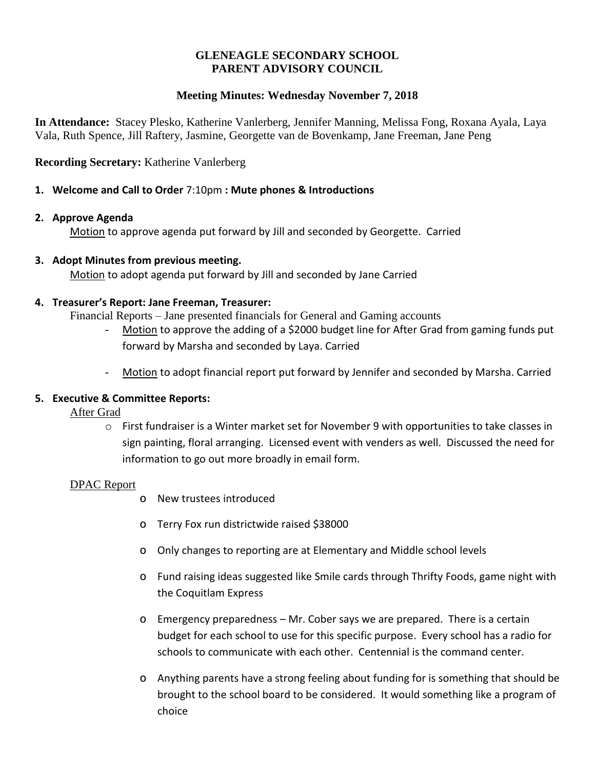**GLENEAGLE SECONDARY SCHOOL**
**PARENT ADVISORY COUNCIL**

**Meeting Minutes: Wednesday November 7, 2018**

**In Attendance:** Stacey Plesko, Katherine Vanlerberg, Jennifer Manning, Melissa Fong, Roxana Ayala, Laya Vala, Ruth Spence, Jill Raftery, Jasmine, Georgette van de Bovenkamp, Jane Freeman, Jane Peng

**Recording Secretary:** Katherine Vanlerberg

1. **Welcome and Call to Order** 7:10pm **: Mute phones & Introductions**

2. **Approve Agenda**

   Motion to approve agenda put forward by Jill and seconded by Georgette. Carried

3. **Adopt Minutes from previous meeting.**

   Motion to adopt agenda put forward by Jill and seconded by Jane Carried

4. **Treasurer's Report: Jane Freeman, Treasurer:**

   Financial Reports – Jane presented financials for General and Gaming accounts

   - Motion to approve the adding of a $2000 budget line for After Grad from gaming funds put forward by Marsha and seconded by Laya. Carried
   - Motion to adopt financial report put forward by Jennifer and seconded by Marsha. Carried

5. **Executive & Committee Reports:**

   After Grad

   - First fundraiser is a Winter market set for November 9 with opportunities to take classes in sign painting, floral arranging. Licensed event with venders as well. Discussed the need for information to go out more broadly in email form.

   DPAC Report

   - New trustees introduced
   - Terry Fox run districtwide raised $38000
   - Only changes to reporting are at Elementary and Middle school levels
   - Fund raising ideas suggested like Smile cards through Thrifty Foods, game night with the Coquitlam Express
   - Emergency preparedness – Mr. Cober says we are prepared. There is a certain budget for each school to use for this specific purpose. Every school has a radio for schools to communicate with each other. Centennial is the command center.
   - Anything parents have a strong feeling about funding for is something that should be brought to the school board to be considered. It would something like a program of choice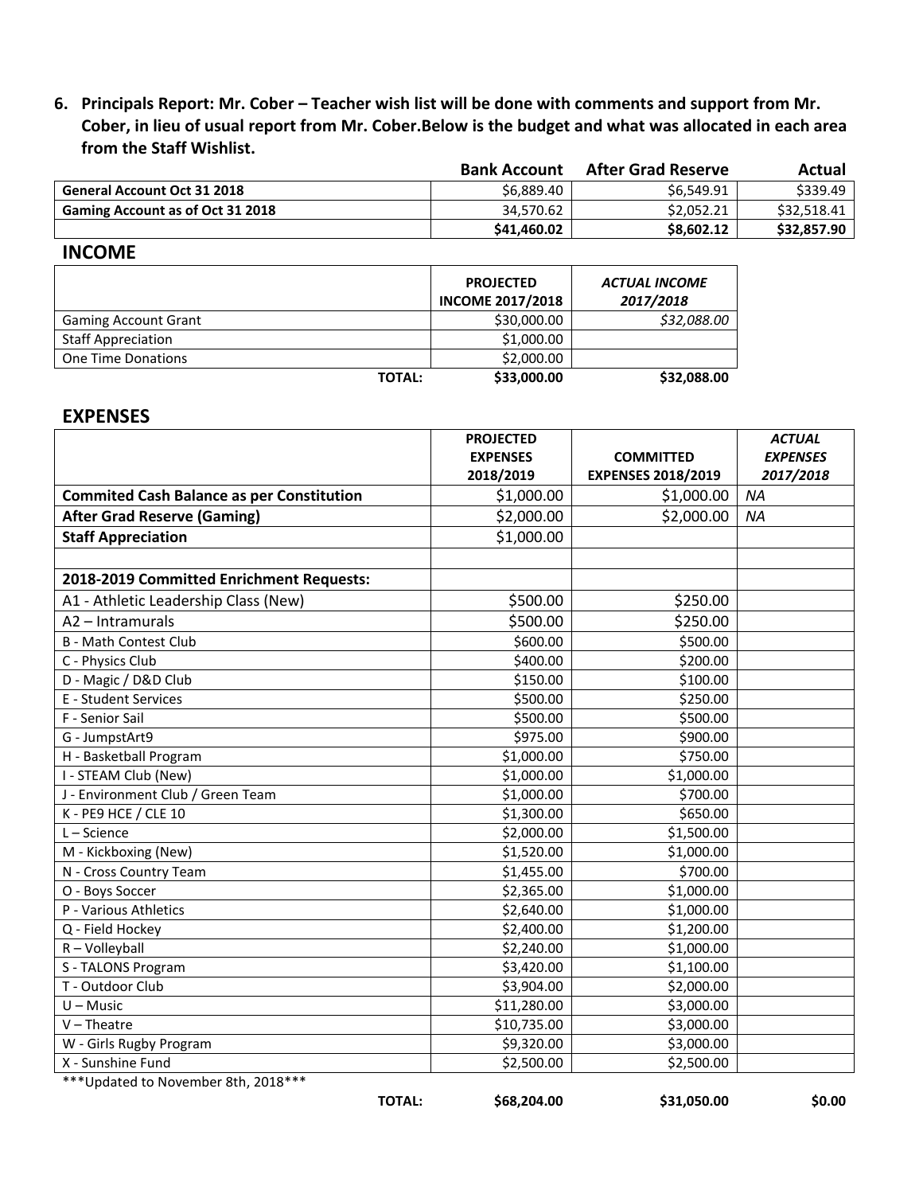**6. Principals Report: Mr. Cober – Teacher wish list will be done with comments and support from Mr. Cober, in lieu of usual report from Mr. Cober.Below is the budget and what was allocated in each area from the Staff Wishlist.**

| | Bank Account | After Grad Reserve | Actual |
|---|---|---|---|
| **General Account Oct 31 2018** | $6,889.40 | $6,549.91 | $339.49 |
| **Gaming Account as of Oct 31 2018** | 34,570.62 | $2,052.21 | $32,518.41 |
| | **$41,460.02** | **$8,602.12** | **$32,857.90** |

## INCOME

| | PROJECTED INCOME 2017/2018 | *ACTUAL INCOME 2017/2018* |
|---|---|---|
| Gaming Account Grant | $30,000.00 | *$32,088.00* |
| Staff Appreciation | $1,000.00 | |
| One Time Donations | $2,000.00 | |
| **TOTAL:** | **$33,000.00** | **$32,088.00** |

## EXPENSES

| | PROJECTED EXPENSES 2018/2019 | COMMITTED EXPENSES 2018/2019 | *ACTUAL EXPENSES 2017/2018* |
|---|---|---|---|
| **Commited Cash Balance as per Constitution** | $1,000.00 | $1,000.00 | *NA* |
| **After Grad Reserve (Gaming)** | $2,000.00 | $2,000.00 | *NA* |
| **Staff Appreciation** | $1,000.00 | | |
| | | | |
| **2018-2019 Committed Enrichment Requests:** | | | |
| A1 - Athletic Leadership Class (New) | $500.00 | $250.00 | |
| A2 – Intramurals | $500.00 | $250.00 | |
| B - Math Contest Club | $600.00 | $500.00 | |
| C - Physics Club | $400.00 | $200.00 | |
| D - Magic / D&D Club | $150.00 | $100.00 | |
| E - Student Services | $500.00 | $250.00 | |
| F - Senior Sail | $500.00 | $500.00 | |
| G - JumpstArt9 | $975.00 | $900.00 | |
| H - Basketball Program | $1,000.00 | $750.00 | |
| I - STEAM Club (New) | $1,000.00 | $1,000.00 | |
| J - Environment Club / Green Team | $1,000.00 | $700.00 | |
| K - PE9 HCE / CLE 10 | $1,300.00 | $650.00 | |
| L – Science | $2,000.00 | $1,500.00 | |
| M - Kickboxing (New) | $1,520.00 | $1,000.00 | |
| N - Cross Country Team | $1,455.00 | $700.00 | |
| O - Boys Soccer | $2,365.00 | $1,000.00 | |
| P - Various Athletics | $2,640.00 | $1,000.00 | |
| Q - Field Hockey | $2,400.00 | $1,200.00 | |
| R – Volleyball | $2,240.00 | $1,000.00 | |
| S - TALONS Program | $3,420.00 | $1,100.00 | |
| T - Outdoor Club | $3,904.00 | $2,000.00 | |
| U – Music | $11,280.00 | $3,000.00 | |
| V – Theatre | $10,735.00 | $3,000.00 | |
| W - Girls Rugby Program | $9,320.00 | $3,000.00 | |
| X - Sunshine Fund | $2,500.00 | $2,500.00 | |
| **TOTAL:** | **$68,204.00** | **$31,050.00** | **$0.00** |

***Updated to November 8th, 2018***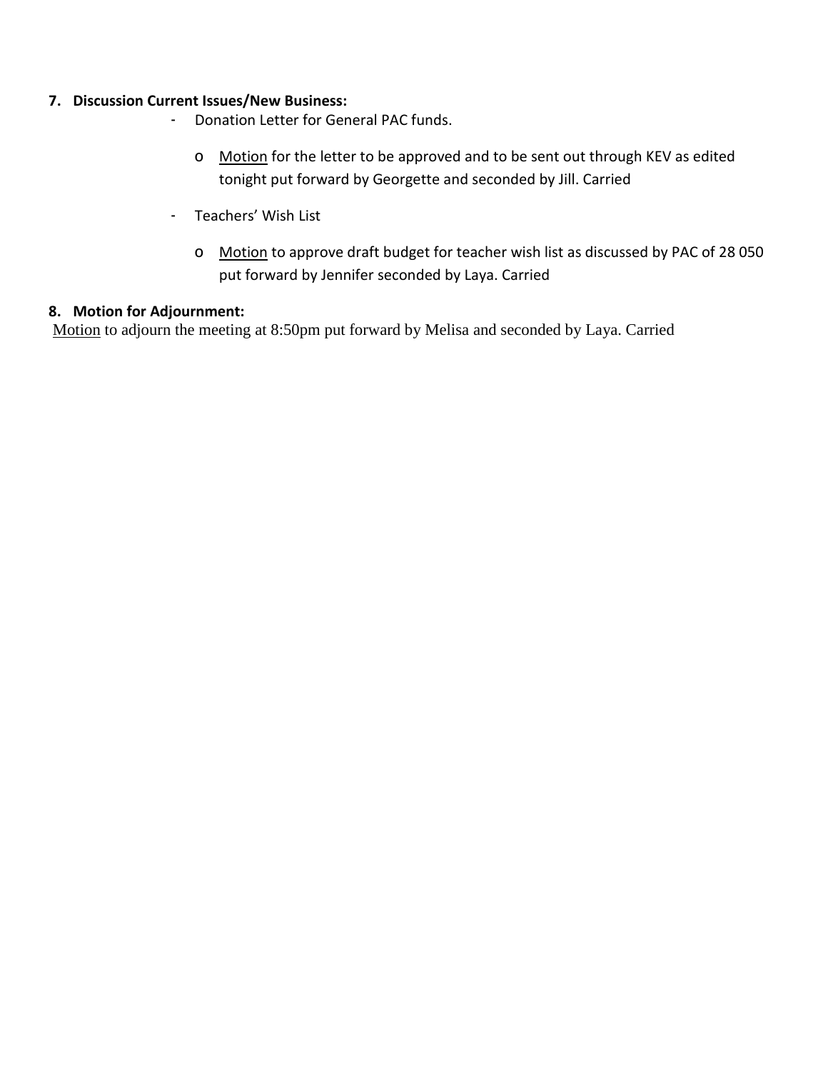**7. Discussion Current Issues/New Business:**

- Donation Letter for General PAC funds.
  - Motion for the letter to be approved and to be sent out through KEV as edited tonight put forward by Georgette and seconded by Jill. Carried
- Teachers' Wish List
  - Motion to approve draft budget for teacher wish list as discussed by PAC of 28 050 put forward by Jennifer seconded by Laya. Carried

**8. Motion for Adjournment:**

Motion to adjourn the meeting at 8:50pm put forward by Melisa and seconded by Laya. Carried